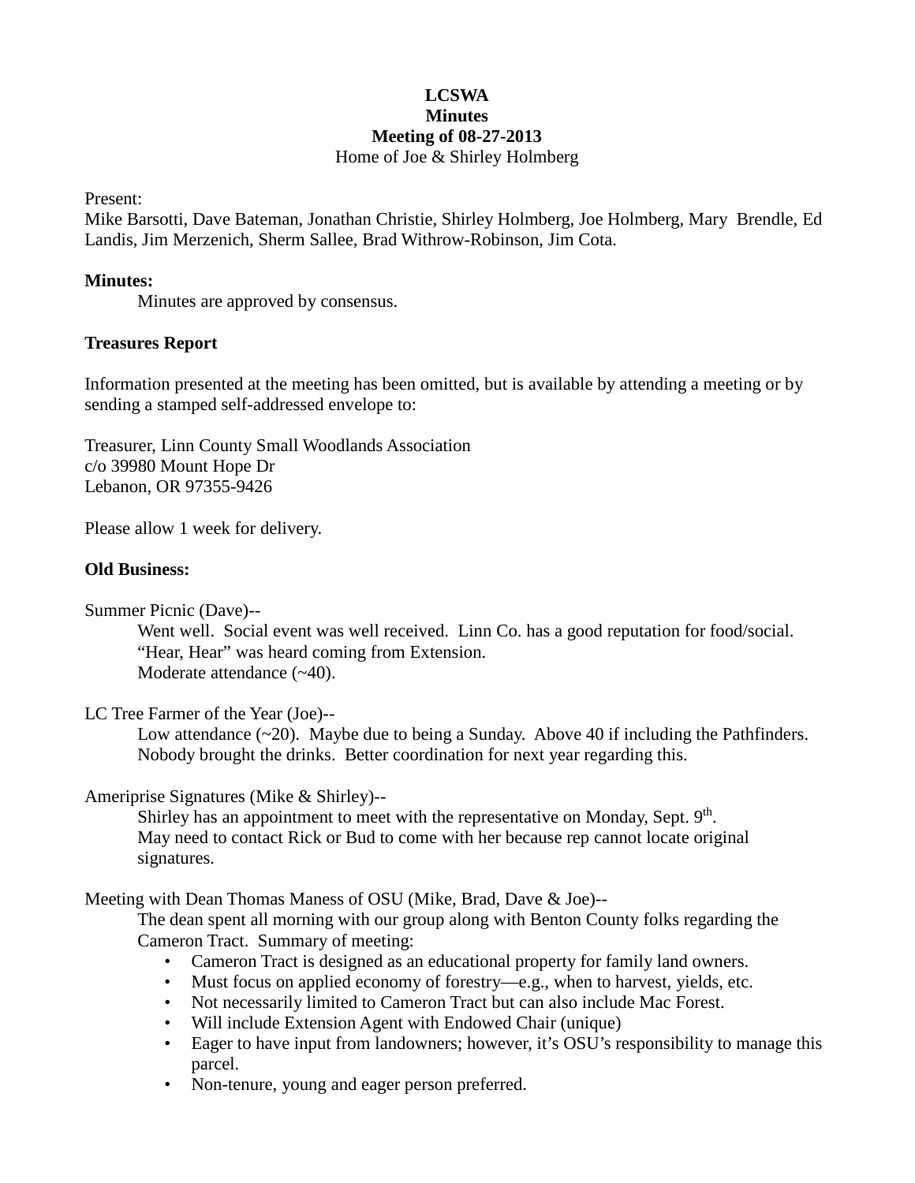**LCSWA**
**Minutes**
**Meeting of 08-27-2013**
Home of Joe & Shirley Holmberg

Present:
Mike Barsotti, Dave Bateman, Jonathan Christie, Shirley Holmberg, Joe Holmberg, Mary Brendle, Ed Landis, Jim Merzenich, Sherm Sallee, Brad Withrow-Robinson, Jim Cota.

**Minutes:**

Minutes are approved by consensus.

**Treasures Report**

Information presented at the meeting has been omitted, but is available by attending a meeting or by sending a stamped self-addressed envelope to:

Treasurer, Linn County Small Woodlands Association
c/o 39980 Mount Hope Dr
Lebanon, OR 97355-9426

Please allow 1 week for delivery.

**Old Business:**

Summer Picnic (Dave)--

Went well. Social event was well received. Linn Co. has a good reputation for food/social.
"Hear, Hear" was heard coming from Extension.
Moderate attendance (~40).

LC Tree Farmer of the Year (Joe)--

Low attendance (~20). Maybe due to being a Sunday. Above 40 if including the Pathfinders.
Nobody brought the drinks. Better coordination for next year regarding this.

Ameriprise Signatures (Mike & Shirley)--

Shirley has an appointment to meet with the representative on Monday, Sept. 9th.
May need to contact Rick or Bud to come with her because rep cannot locate original signatures.

Meeting with Dean Thomas Maness of OSU (Mike, Brad, Dave & Joe)--

The dean spent all morning with our group along with Benton County folks regarding the Cameron Tract. Summary of meeting:

- Cameron Tract is designed as an educational property for family land owners.
- Must focus on applied economy of forestry—e.g., when to harvest, yields, etc.
- Not necessarily limited to Cameron Tract but can also include Mac Forest.
- Will include Extension Agent with Endowed Chair (unique)
- Eager to have input from landowners; however, it's OSU's responsibility to manage this parcel.
- Non-tenure, young and eager person preferred.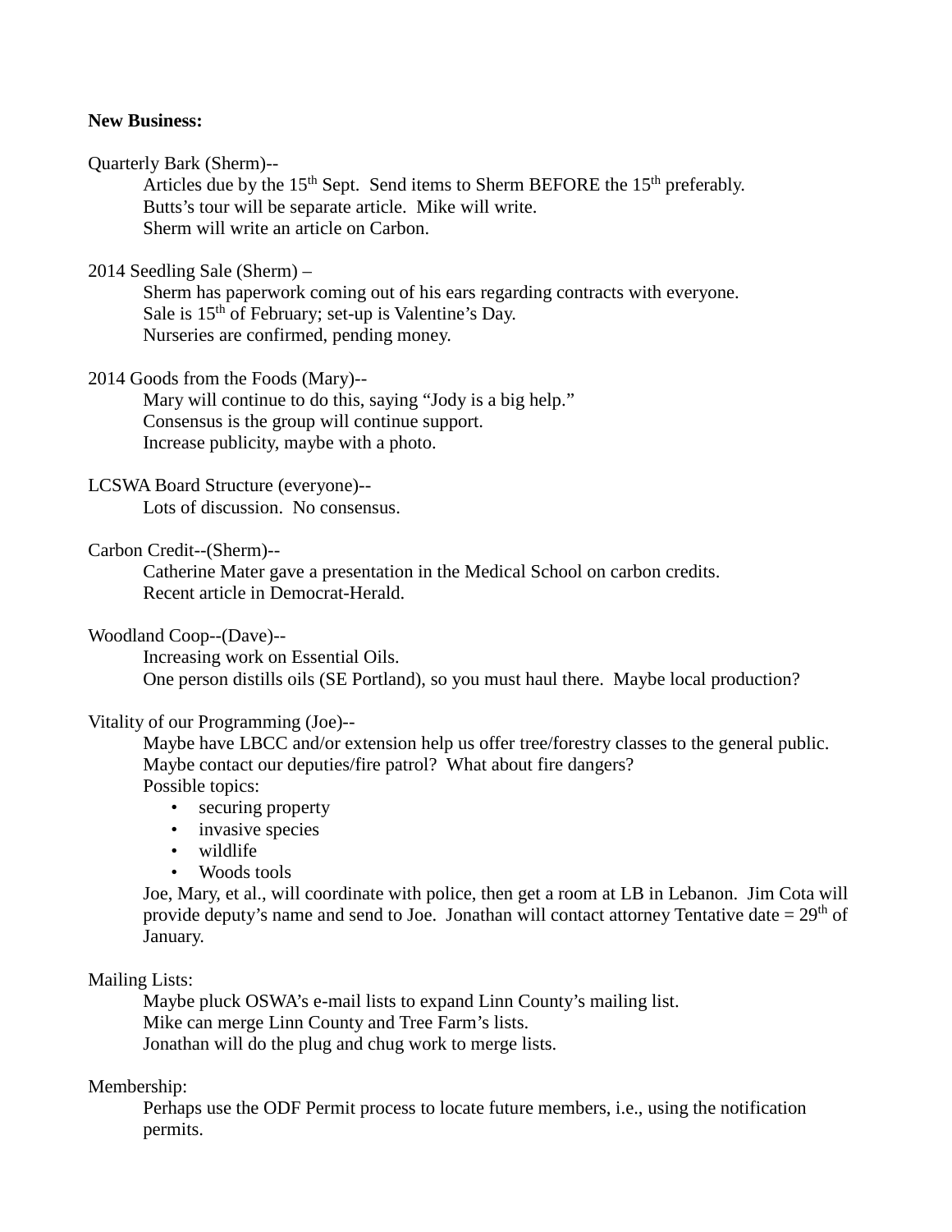**New Business:**

Quarterly Bark (Sherm)--

Articles due by the 15th Sept. Send items to Sherm BEFORE the 15th preferably.
Butts's tour will be separate article. Mike will write.
Sherm will write an article on Carbon.

2014 Seedling Sale (Sherm) –

Sherm has paperwork coming out of his ears regarding contracts with everyone.
Sale is 15th of February; set-up is Valentine's Day.
Nurseries are confirmed, pending money.

2014 Goods from the Foods (Mary)--

Mary will continue to do this, saying "Jody is a big help."
Consensus is the group will continue support.
Increase publicity, maybe with a photo.

LCSWA Board Structure (everyone)--

Lots of discussion. No consensus.

Carbon Credit--(Sherm)--

Catherine Mater gave a presentation in the Medical School on carbon credits.
Recent article in Democrat-Herald.

Woodland Coop--(Dave)--

Increasing work on Essential Oils.
One person distills oils (SE Portland), so you must haul there. Maybe local production?

Vitality of our Programming (Joe)--

Maybe have LBCC and/or extension help us offer tree/forestry classes to the general public.
Maybe contact our deputies/fire patrol? What about fire dangers?
Possible topics:

- securing property
- invasive species
- wildlife
- Woods tools

Joe, Mary, et al., will coordinate with police, then get a room at LB in Lebanon. Jim Cota will provide deputy's name and send to Joe. Jonathan will contact attorney Tentative date = 29th of January.

Mailing Lists:

Maybe pluck OSWA's e-mail lists to expand Linn County's mailing list.
Mike can merge Linn County and Tree Farm's lists.
Jonathan will do the plug and chug work to merge lists.

Membership:

Perhaps use the ODF Permit process to locate future members, i.e., using the notification permits.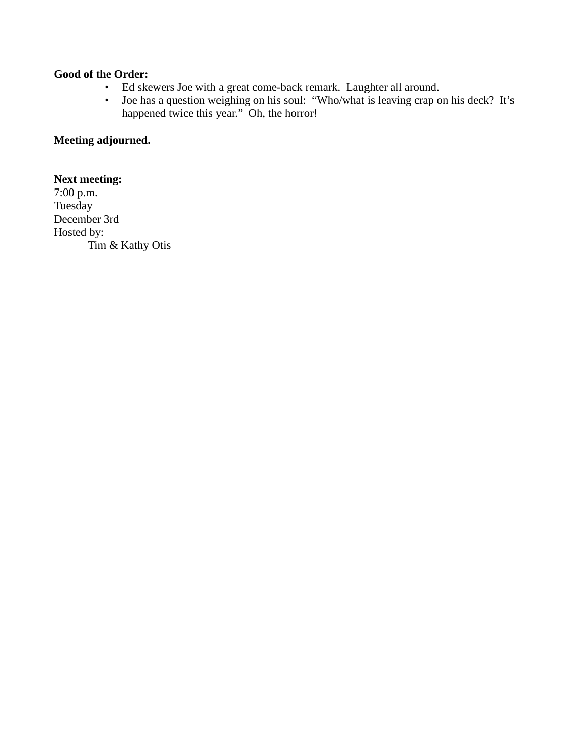**Good of the Order:**

- Ed skewers Joe with a great come-back remark.  Laughter all around.
- Joe has a question weighing on his soul:  “Who/what is leaving crap on his deck?  It’s happened twice this year.”  Oh, the horror!

**Meeting adjourned.**

**Next meeting:**
7:00 p.m.
Tuesday
December 3rd
Hosted by:
Tim & Kathy Otis